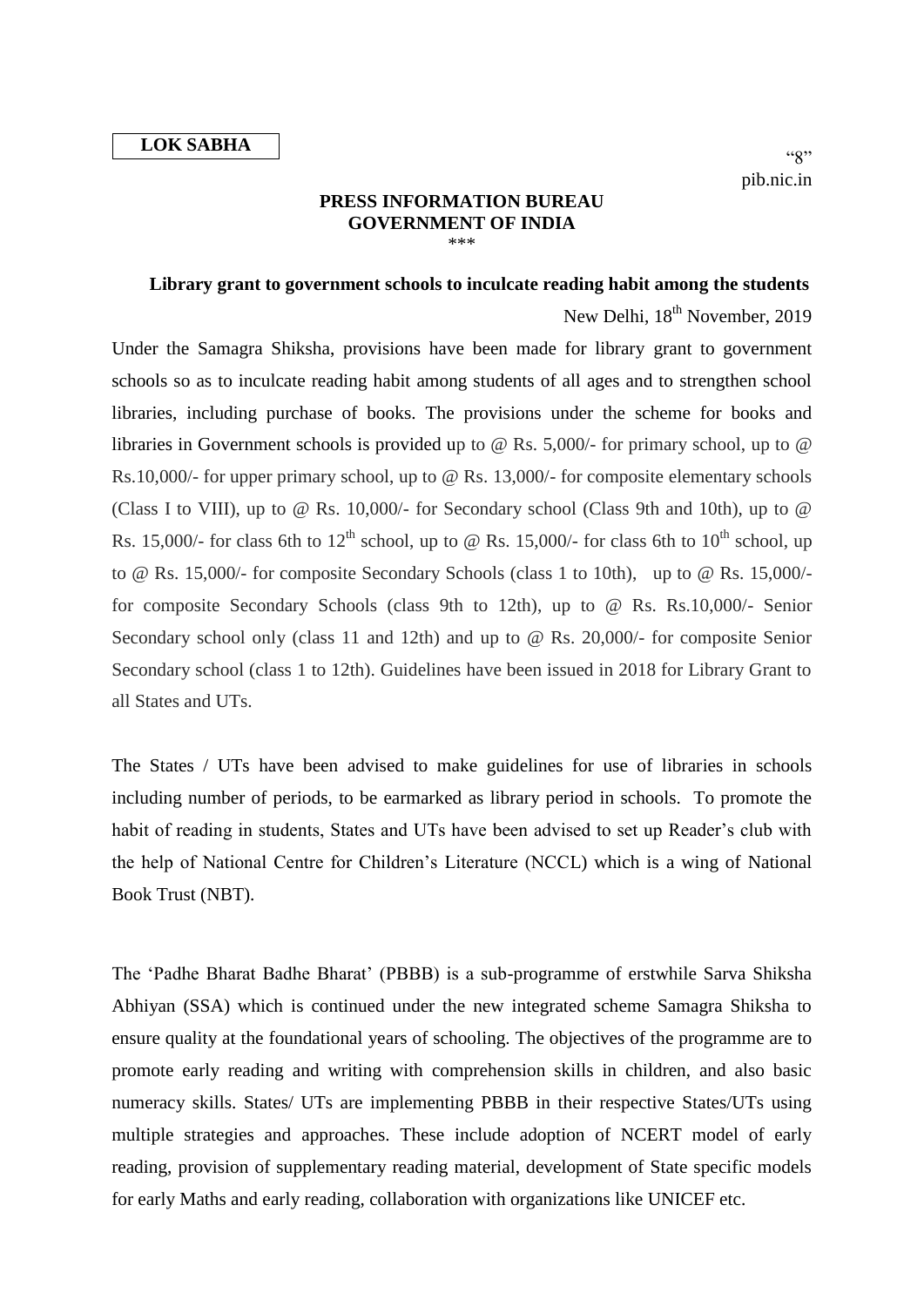**LOK SABHA**

"8"
pib.nic.in

**PRESS INFORMATION BUREAU**
**GOVERNMENT OF INDIA**
\*\*\*

**Library grant to government schools to inculcate reading habit among the students**

New Delhi, 18th November, 2019

Under the Samagra Shiksha, provisions have been made for library grant to government schools so as to inculcate reading habit among students of all ages and to strengthen school libraries, including purchase of books. The provisions under the scheme for books and libraries in Government schools is provided up to @ Rs. 5,000/- for primary school, up to @ Rs.10,000/- for upper primary school, up to @ Rs. 13,000/- for composite elementary schools (Class I to VIII), up to @ Rs. 10,000/- for Secondary school (Class 9th and 10th), up to @ Rs. 15,000/- for class 6th to 12th school, up to @ Rs. 15,000/- for class 6th to 10th school, up to @ Rs. 15,000/- for composite Secondary Schools (class 1 to 10th), up to @ Rs. 15,000/- for composite Secondary Schools (class 9th to 12th), up to @ Rs. Rs.10,000/- Senior Secondary school only (class 11 and 12th) and up to @ Rs. 20,000/- for composite Senior Secondary school (class 1 to 12th). Guidelines have been issued in 2018 for Library Grant to all States and UTs.

The States / UTs have been advised to make guidelines for use of libraries in schools including number of periods, to be earmarked as library period in schools. To promote the habit of reading in students, States and UTs have been advised to set up Reader's club with the help of National Centre for Children's Literature (NCCL) which is a wing of National Book Trust (NBT).

The 'Padhe Bharat Badhe Bharat' (PBBB) is a sub-programme of erstwhile Sarva Shiksha Abhiyan (SSA) which is continued under the new integrated scheme Samagra Shiksha to ensure quality at the foundational years of schooling. The objectives of the programme are to promote early reading and writing with comprehension skills in children, and also basic numeracy skills. States/ UTs are implementing PBBB in their respective States/UTs using multiple strategies and approaches. These include adoption of NCERT model of early reading, provision of supplementary reading material, development of State specific models for early Maths and early reading, collaboration with organizations like UNICEF etc.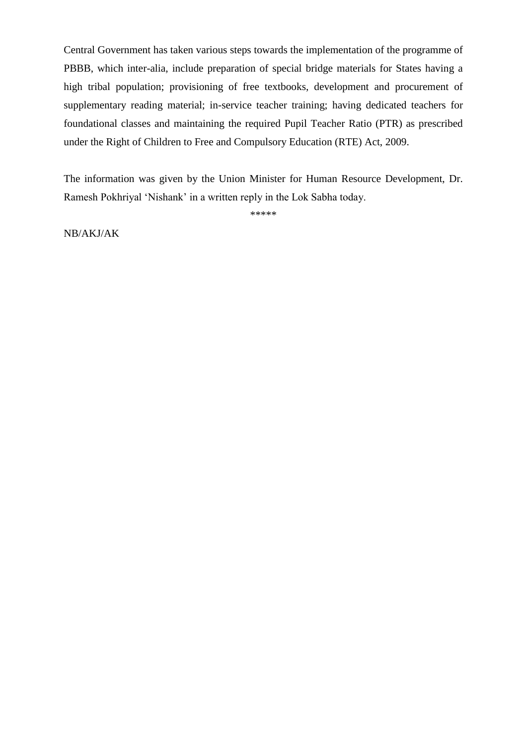Central Government has taken various steps towards the implementation of the programme of PBBB, which inter-alia, include preparation of special bridge materials for States having a high tribal population; provisioning of free textbooks, development and procurement of supplementary reading material; in-service teacher training; having dedicated teachers for foundational classes and maintaining the required Pupil Teacher Ratio (PTR) as prescribed under the Right of Children to Free and Compulsory Education (RTE) Act, 2009.

The information was given by the Union Minister for Human Resource Development, Dr. Ramesh Pokhriyal 'Nishank' in a written reply in the Lok Sabha today.

*****

NB/AKJ/AK